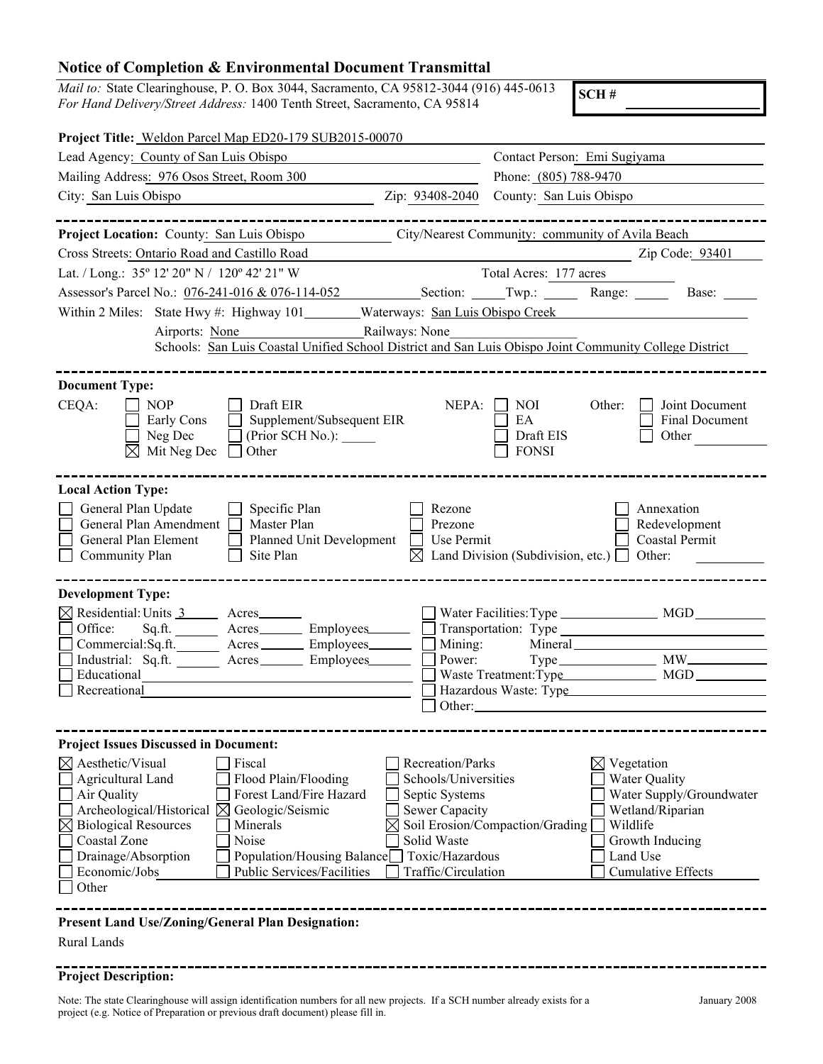# Notice of Completion & Environmental Document Transmittal

*Mail to:* State Clearinghouse, P. O. Box 3044, Sacramento, CA 95812-3044 (916) 445-0613
*For Hand Delivery/Street Address:* 1400 Tenth Street, Sacramento, CA 95814

**SCH #** ____________

**Project Title:** Weldon Parcel Map ED20-179 SUB2015-00070

Lead Agency: County of San Luis Obispo
Contact Person: Emi Sugiyama
Mailing Address: 976 Osos Street, Room 300
Phone: (805) 788-9470
City: San Luis Obispo
Zip: 93408-2040
County: San Luis Obispo

---

**Project Location:** County: San Luis Obispo
City/Nearest Community: community of Avila Beach
Cross Streets: Ontario Road and Castillo Road
Zip Code: 93401
Lat. / Long.: 35º 12' 20" N / 120º 42' 21" W
Total Acres: 177 acres
Assessor's Parcel No.: 076-241-016 & 076-114-052
Section: _____ Twp.: _____ Range: _____ Base: _____

Within 2 Miles: State Hwy #: Highway 101
Waterways: San Luis Obispo Creek
Airports: None
Railways: None
Schools: San Luis Coastal Unified School District and San Luis Obispo Joint Community College District

---

**Document Type:**

CEQA:
- [ ] NOP
- [ ] Early Cons
- [ ] Neg Dec
- [x] Mit Neg Dec
- [ ] Draft EIR
- [ ] Supplement/Subsequent EIR
- [ ] (Prior SCH No.): _____
- [ ] Other

NEPA:
- [ ] NOI
- [ ] EA
- [ ] Draft EIS
- [ ] FONSI

Other:
- [ ] Joint Document
- [ ] Final Document
- [ ] Other ____________

---

**Local Action Type:**

- [ ] General Plan Update
- [ ] General Plan Amendment
- [ ] General Plan Element
- [ ] Community Plan
- [ ] Specific Plan
- [ ] Master Plan
- [ ] Planned Unit Development
- [ ] Site Plan
- [ ] Rezone
- [ ] Prezone
- [ ] Use Permit
- [x] Land Division (Subdivision, etc.)
- [ ] Annexation
- [ ] Redevelopment
- [ ] Coastal Permit
- [ ] Other: ____________

---

**Development Type:**

- [x] Residential: Units 3 Acres ______
- [ ] Office: Sq.ft. ______ Acres ______ Employees ______
- [ ] Commercial: Sq.ft. ______ Acres ______ Employees ______
- [ ] Industrial: Sq.ft. ______ Acres ______ Employees ______
- [ ] Educational ____________
- [ ] Recreational ____________
- [ ] Water Facilities: Type ______ MGD ______
- [ ] Transportation: Type ______
- [ ] Mining: Mineral ______
- [ ] Power: Type ______ MW ______
- [ ] Waste Treatment: Type ______ MGD ______
- [ ] Hazardous Waste: Type ______
- [ ] Other: ______

---

**Project Issues Discussed in Document:**

- [x] Aesthetic/Visual
- [ ] Agricultural Land
- [ ] Air Quality
- [ ] Archeological/Historical
- [x] Biological Resources
- [ ] Coastal Zone
- [ ] Drainage/Absorption
- [ ] Economic/Jobs
- [ ] Other
- [ ] Fiscal
- [ ] Flood Plain/Flooding
- [ ] Forest Land/Fire Hazard
- [x] Geologic/Seismic
- [ ] Minerals
- [ ] Noise
- [ ] Population/Housing Balance
- [ ] Public Services/Facilities
- [ ] Recreation/Parks
- [ ] Schools/Universities
- [ ] Septic Systems
- [ ] Sewer Capacity
- [x] Soil Erosion/Compaction/Grading
- [ ] Solid Waste
- [ ] Toxic/Hazardous
- [ ] Traffic/Circulation
- [x] Vegetation
- [ ] Water Quality
- [ ] Water Supply/Groundwater
- [ ] Wetland/Riparian
- [ ] Wildlife
- [ ] Growth Inducing
- [ ] Land Use
- [ ] Cumulative Effects

---

**Present Land Use/Zoning/General Plan Designation:**

Rural Lands

---

**Project Description:**

Note: The state Clearinghouse will assign identification numbers for all new projects. If a SCH number already exists for a project (e.g. Notice of Preparation or previous draft document) please fill in.

January 2008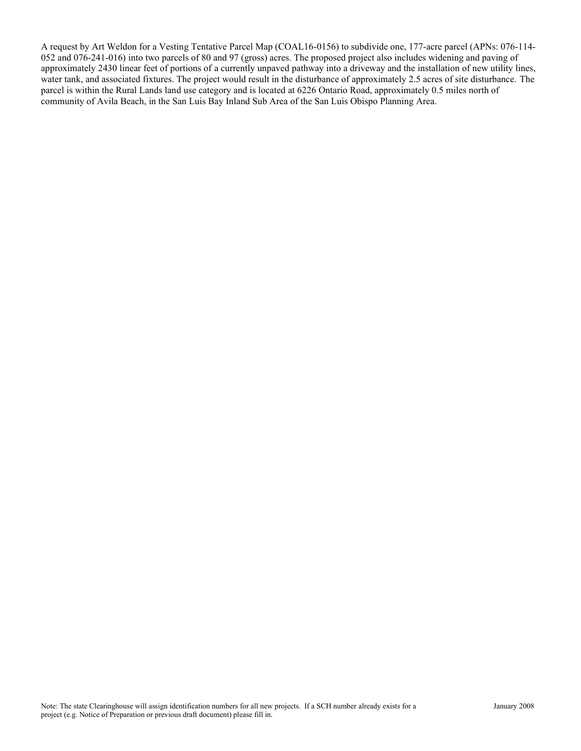A request by Art Weldon for a Vesting Tentative Parcel Map (COAL16-0156) to subdivide one, 177-acre parcel (APNs: 076-114-052 and 076-241-016) into two parcels of 80 and 97 (gross) acres. The proposed project also includes widening and paving of approximately 2430 linear feet of portions of a currently unpaved pathway into a driveway and the installation of new utility lines, water tank, and associated fixtures. The project would result in the disturbance of approximately 2.5 acres of site disturbance. The parcel is within the Rural Lands land use category and is located at 6226 Ontario Road, approximately 0.5 miles north of community of Avila Beach, in the San Luis Bay Inland Sub Area of the San Luis Obispo Planning Area.

Note: The state Clearinghouse will assign identification numbers for all new projects. If a SCH number already exists for a project (e.g. Notice of Preparation or previous draft document) please fill in.

January 2008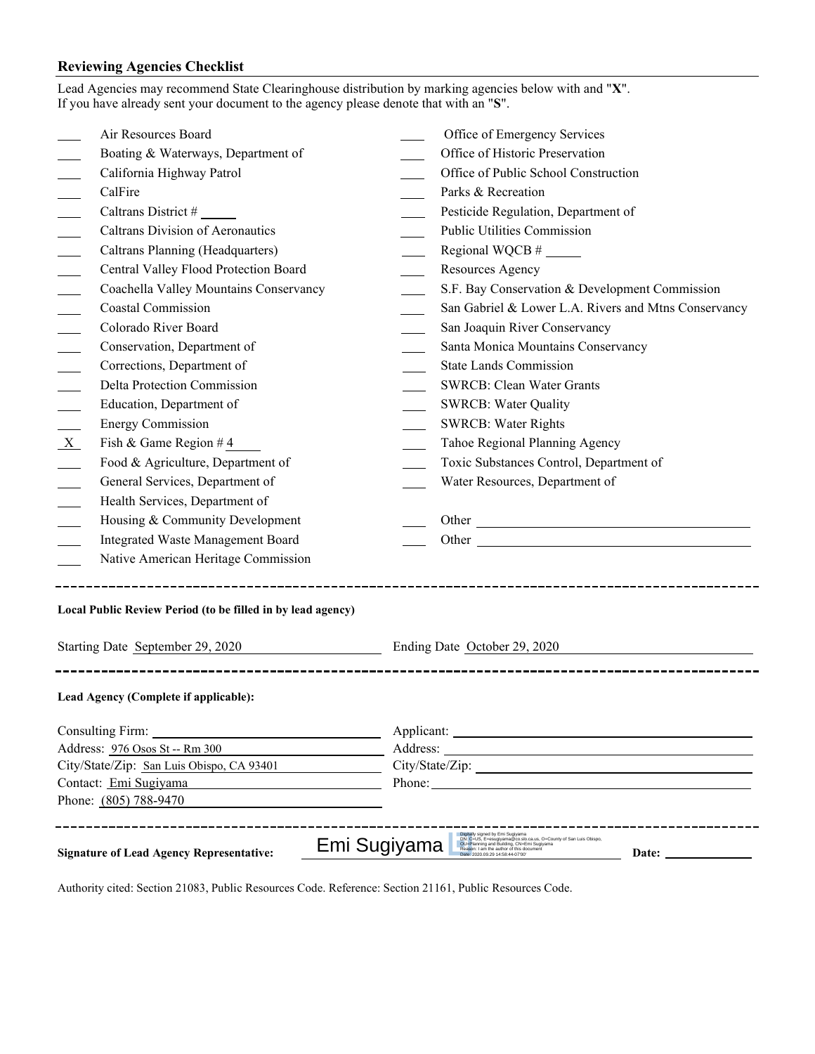## Reviewing Agencies Checklist

Lead Agencies may recommend State Clearinghouse distribution by marking agencies below with and "**X**".
If you have already sent your document to the agency please denote that with an "**S**".

| | | | |
|---|---|---|---|
| ___ | Air Resources Board | ___ | Office of Emergency Services |
| ___ | Boating & Waterways, Department of | ___ | Office of Historic Preservation |
| ___ | California Highway Patrol | ___ | Office of Public School Construction |
| ___ | CalFire | ___ | Parks & Recreation |
| ___ | Caltrans District # _____ | ___ | Pesticide Regulation, Department of |
| ___ | Caltrans Division of Aeronautics | ___ | Public Utilities Commission |
| ___ | Caltrans Planning (Headquarters) | ___ | Regional WQCB # _____ |
| ___ | Central Valley Flood Protection Board | ___ | Resources Agency |
| ___ | Coachella Valley Mountains Conservancy | ___ | S.F. Bay Conservation & Development Commission |
| ___ | Coastal Commission | ___ | San Gabriel & Lower L.A. Rivers and Mtns Conservancy |
| ___ | Colorado River Board | ___ | San Joaquin River Conservancy |
| ___ | Conservation, Department of | ___ | Santa Monica Mountains Conservancy |
| ___ | Corrections, Department of | ___ | State Lands Commission |
| ___ | Delta Protection Commission | ___ | SWRCB: Clean Water Grants |
| ___ | Education, Department of | ___ | SWRCB: Water Quality |
| ___ | Energy Commission | ___ | SWRCB: Water Rights |
| X | Fish & Game Region # 4 | ___ | Tahoe Regional Planning Agency |
| ___ | Food & Agriculture, Department of | ___ | Toxic Substances Control, Department of |
| ___ | General Services, Department of | ___ | Water Resources, Department of |
| ___ | Health Services, Department of | | |
| ___ | Housing & Community Development | ___ | Other ____________ |
| ___ | Integrated Waste Management Board | ___ | Other ____________ |
| ___ | Native American Heritage Commission | | |

---

**Local Public Review Period (to be filled in by lead agency)**

Starting Date September 29, 2020 Ending Date October 29, 2020

---

**Lead Agency (Complete if applicable):**

| | |
|---|---|
| Consulting Firm: | Applicant: |
| Address: 976 Osos St -- Rm 300 | Address: |
| City/State/Zip: San Luis Obispo, CA 93401 | City/State/Zip: |
| Contact: Emi Sugiyama | Phone: |
| Phone: (805) 788-9470 | |

---

**Signature of Lead Agency Representative:** Emi Sugiyama (Digitally signed by Emi Sugiyama DN: C=US, E=esugiyama@co.slo.ca.us, O=County of San Luis Obispo, OU=Planning and Building, CN=Emi Sugiyama Reason: I am the author of this document Date: 2020.09.29 14:58:44-07'00') **Date:** ____________

Authority cited: Section 21083, Public Resources Code. Reference: Section 21161, Public Resources Code.